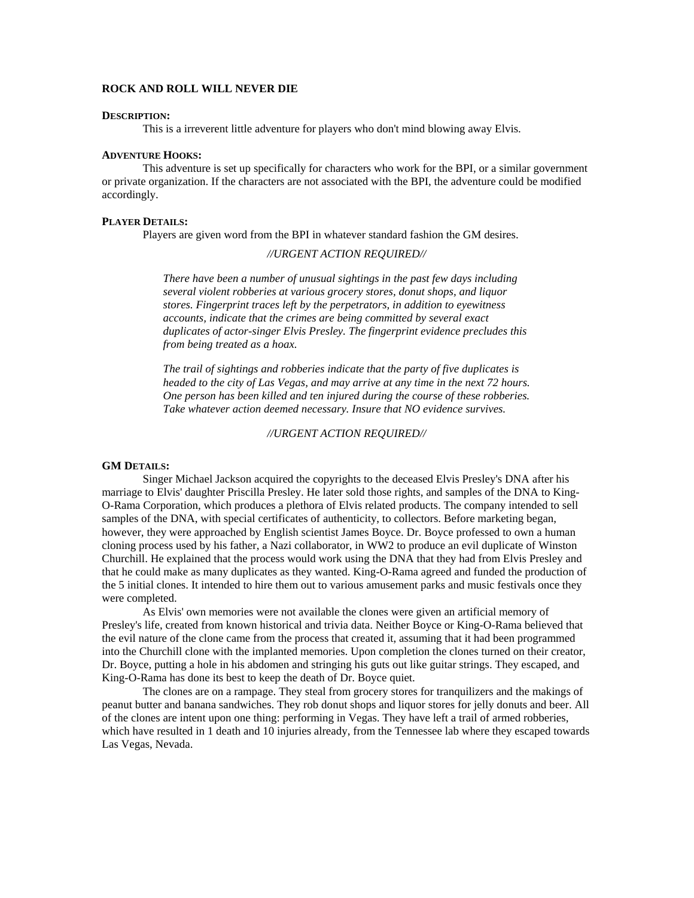## ROCK AND ROLL WILL NEVER DIE

**DESCRIPTION:**

This is a irreverent little adventure for players who don't mind blowing away Elvis.

**ADVENTURE HOOKS:**

This adventure is set up specifically for characters who work for the BPI, or a similar government or private organization. If the characters are not associated with the BPI, the adventure could be modified accordingly.

**PLAYER DETAILS:**

Players are given word from the BPI in whatever standard fashion the GM desires.

*//URGENT ACTION REQUIRED//*

> *There have been a number of unusual sightings in the past few days including several violent robberies at various grocery stores, donut shops, and liquor stores. Fingerprint traces left by the perpetrators, in addition to eyewitness accounts, indicate that the crimes are being committed by several exact duplicates of actor-singer Elvis Presley. The fingerprint evidence precludes this from being treated as a hoax.*
>
> *The trail of sightings and robberies indicate that the party of five duplicates is headed to the city of Las Vegas, and may arrive at any time in the next 72 hours. One person has been killed and ten injured during the course of these robberies. Take whatever action deemed necessary. Insure that NO evidence survives.*

*//URGENT ACTION REQUIRED//*

**GM DETAILS:**

Singer Michael Jackson acquired the copyrights to the deceased Elvis Presley's DNA after his marriage to Elvis' daughter Priscilla Presley. He later sold those rights, and samples of the DNA to King-O-Rama Corporation, which produces a plethora of Elvis related products. The company intended to sell samples of the DNA, with special certificates of authenticity, to collectors. Before marketing began, however, they were approached by English scientist James Boyce. Dr. Boyce professed to own a human cloning process used by his father, a Nazi collaborator, in WW2 to produce an evil duplicate of Winston Churchill. He explained that the process would work using the DNA that they had from Elvis Presley and that he could make as many duplicates as they wanted. King-O-Rama agreed and funded the production of the 5 initial clones. It intended to hire them out to various amusement parks and music festivals once they were completed.

As Elvis' own memories were not available the clones were given an artificial memory of Presley's life, created from known historical and trivia data. Neither Boyce or King-O-Rama believed that the evil nature of the clone came from the process that created it, assuming that it had been programmed into the Churchill clone with the implanted memories. Upon completion the clones turned on their creator, Dr. Boyce, putting a hole in his abdomen and stringing his guts out like guitar strings. They escaped, and King-O-Rama has done its best to keep the death of Dr. Boyce quiet.

The clones are on a rampage. They steal from grocery stores for tranquilizers and the makings of peanut butter and banana sandwiches. They rob donut shops and liquor stores for jelly donuts and beer. All of the clones are intent upon one thing: performing in Vegas. They have left a trail of armed robberies, which have resulted in 1 death and 10 injuries already, from the Tennessee lab where they escaped towards Las Vegas, Nevada.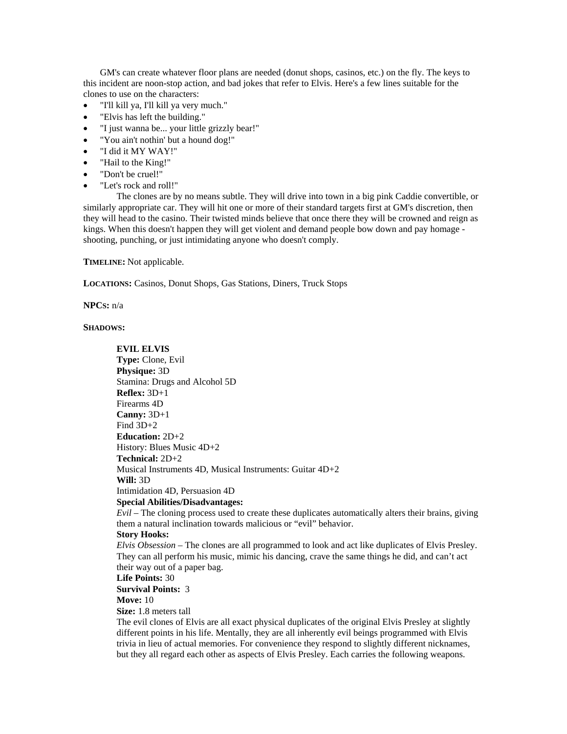GM's can create whatever floor plans are needed (donut shops, casinos, etc.) on the fly. The keys to this incident are noon-stop action, and bad jokes that refer to Elvis. Here's a few lines suitable for the clones to use on the characters:

- "I'll kill ya, I'll kill ya very much."
- "Elvis has left the building."
- "I just wanna be... your little grizzly bear!"
- "You ain't nothin' but a hound dog!"
- "I did it MY WAY!"
- "Hail to the King!"
- "Don't be cruel!"
- "Let's rock and roll!"

The clones are by no means subtle. They will drive into town in a big pink Caddie convertible, or similarly appropriate car. They will hit one or more of their standard targets first at GM's discretion, then they will head to the casino. Their twisted minds believe that once there they will be crowned and reign as kings. When this doesn't happen they will get violent and demand people bow down and pay homage - shooting, punching, or just intimidating anyone who doesn't comply.

**TIMELINE:** Not applicable.

**LOCATIONS:** Casinos, Donut Shops, Gas Stations, Diners, Truck Stops

**NPCS:** n/a

**SHADOWS:**

**EVIL ELVIS**
**Type:** Clone, Evil
**Physique:** 3D
Stamina: Drugs and Alcohol 5D
**Reflex:** 3D+1
Firearms 4D
**Canny:** 3D+1
Find 3D+2
**Education:** 2D+2
History: Blues Music 4D+2
**Technical:** 2D+2
Musical Instruments 4D, Musical Instruments: Guitar 4D+2
**Will:** 3D
Intimidation 4D, Persuasion 4D
**Special Abilities/Disadvantages:**
*Evil* – The cloning process used to create these duplicates automatically alters their brains, giving them a natural inclination towards malicious or "evil" behavior.
**Story Hooks:**
*Elvis Obsession* – The clones are all programmed to look and act like duplicates of Elvis Presley. They can all perform his music, mimic his dancing, crave the same things he did, and can't act their way out of a paper bag.
**Life Points:** 30
**Survival Points:** 3
**Move:** 10
**Size:** 1.8 meters tall
The evil clones of Elvis are all exact physical duplicates of the original Elvis Presley at slightly different points in his life. Mentally, they are all inherently evil beings programmed with Elvis trivia in lieu of actual memories. For convenience they respond to slightly different nicknames, but they all regard each other as aspects of Elvis Presley. Each carries the following weapons.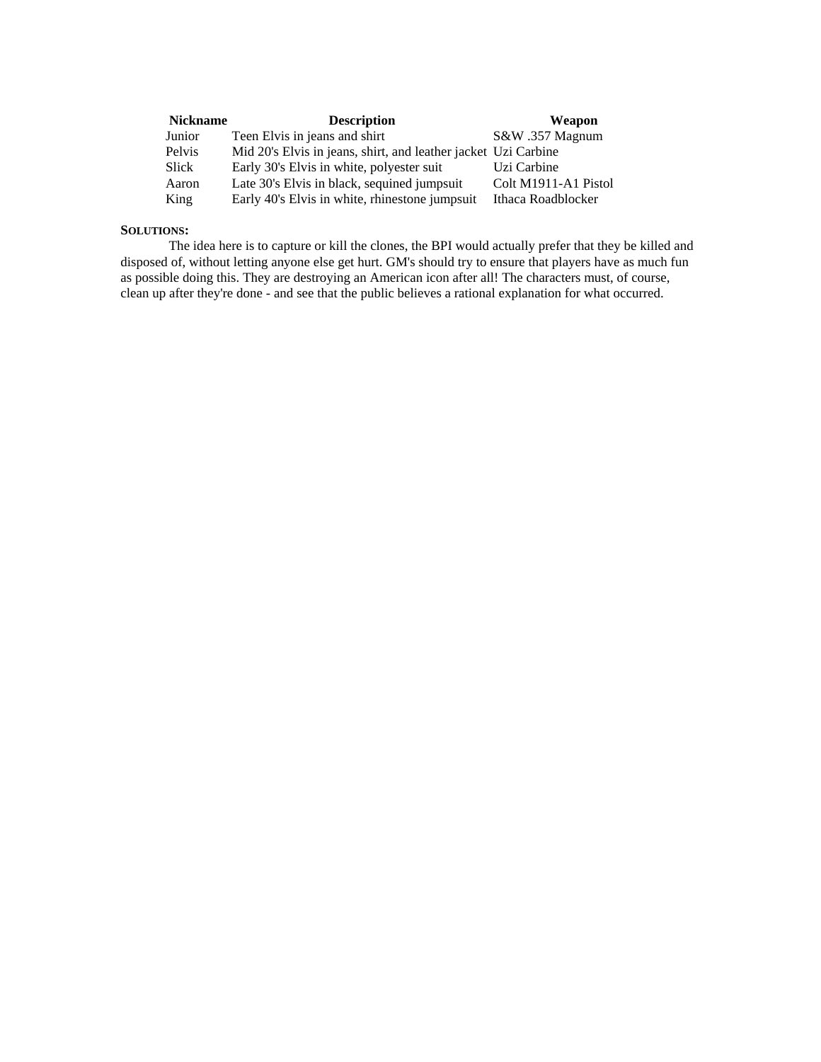| Nickname | Description | Weapon |
|---|---|---|
| Junior | Teen Elvis in jeans and shirt | S&W .357 Magnum |
| Pelvis | Mid 20's Elvis in jeans, shirt, and leather jacket | Uzi Carbine |
| Slick | Early 30's Elvis in white, polyester suit | Uzi Carbine |
| Aaron | Late 30's Elvis in black, sequined jumpsuit | Colt M1911-A1 Pistol |
| King | Early 40's Elvis in white, rhinestone jumpsuit | Ithaca Roadblocker |

**SOLUTIONS:**

The idea here is to capture or kill the clones, the BPI would actually prefer that they be killed and disposed of, without letting anyone else get hurt. GM's should try to ensure that players have as much fun as possible doing this. They are destroying an American icon after all! The characters must, of course, clean up after they're done - and see that the public believes a rational explanation for what occurred.